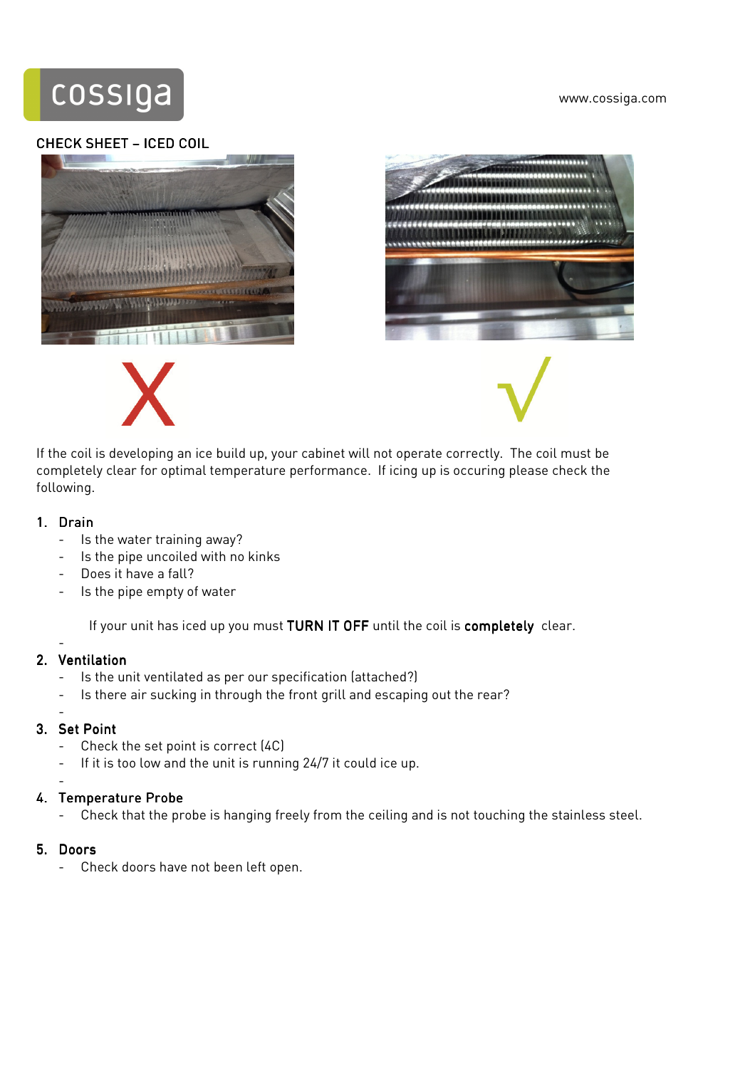cossiga

www.cossiga.com

CHECK SHEET – ICED COIL

X √

If the coil is developing an ice build up, your cabinet will not operate correctly. The coil must be completely clear for optimal temperature performance. If icing up is occuring please check the following.

1. Drain
   - Is the water training away?
   - Is the pipe uncoiled with no kinks
   - Does it have a fall?
   - Is the pipe empty of water

   If your unit has iced up you must **TURN IT OFF** until the coil is **completely** clear.

2. Ventilation
   - Is the unit ventilated as per our specification (attached?)
   - Is there air sucking in through the front grill and escaping out the rear?

3. Set Point
   - Check the set point is correct (4C)
   - If it is too low and the unit is running 24/7 it could ice up.

4. Temperature Probe
   - Check that the probe is hanging freely from the ceiling and is not touching the stainless steel.

5. Doors
   - Check doors have not been left open.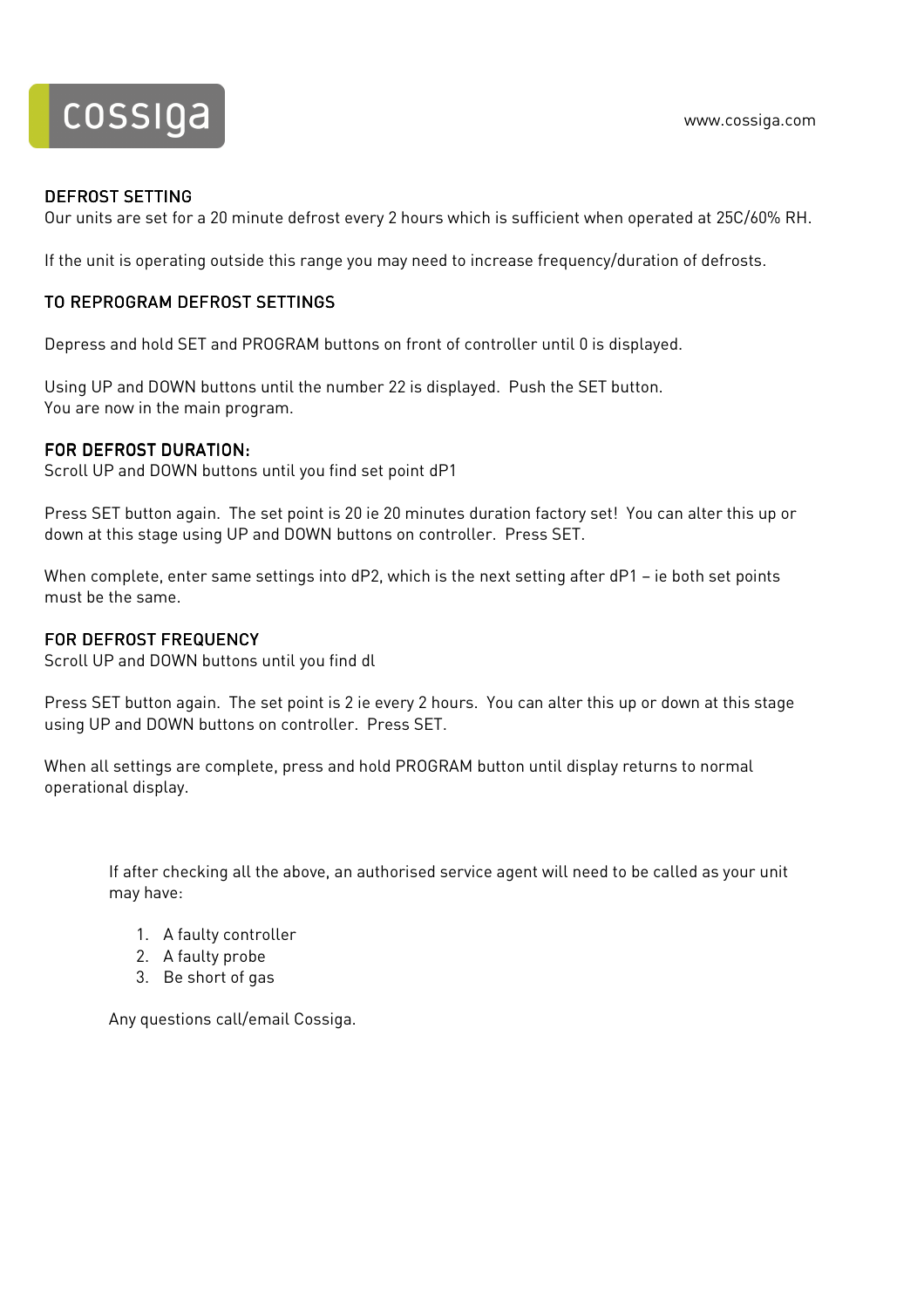## DEFROST SETTING

Our units are set for a 20 minute defrost every 2 hours which is sufficient when operated at 25C/60% RH.

If the unit is operating outside this range you may need to increase frequency/duration of defrosts.

## TO REPROGRAM DEFROST SETTINGS

Depress and hold SET and PROGRAM buttons on front of controller until 0 is displayed.

Using UP and DOWN buttons until the number 22 is displayed. Push the SET button.
You are now in the main program.

## FOR DEFROST DURATION:

Scroll UP and DOWN buttons until you find set point dP1

Press SET button again. The set point is 20 ie 20 minutes duration factory set! You can alter this up or down at this stage using UP and DOWN buttons on controller. Press SET.

When complete, enter same settings into dP2, which is the next setting after dP1 – ie both set points must be the same.

## FOR DEFROST FREQUENCY

Scroll UP and DOWN buttons until you find dl

Press SET button again. The set point is 2 ie every 2 hours. You can alter this up or down at this stage using UP and DOWN buttons on controller. Press SET.

When all settings are complete, press and hold PROGRAM button until display returns to normal operational display.

If after checking all the above, an authorised service agent will need to be called as your unit may have:

1. A faulty controller
2. A faulty probe
3. Be short of gas

Any questions call/email Cossiga.